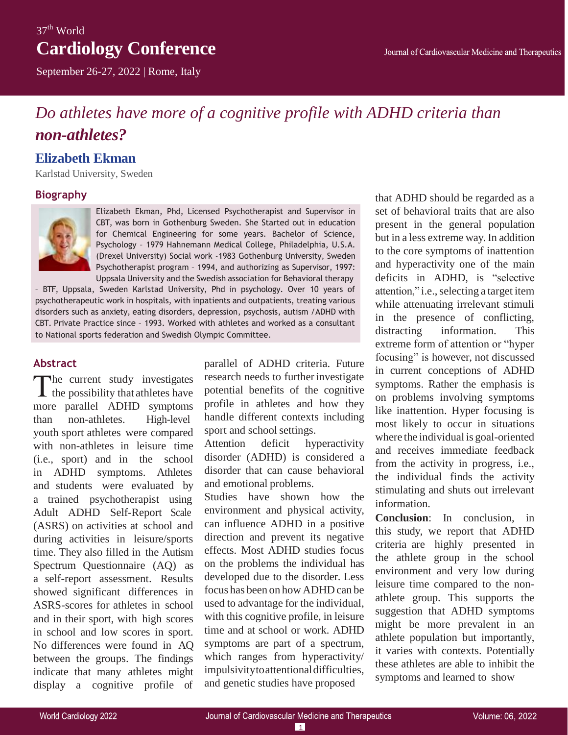# *Do athletes have more of a cognitive profile with ADHD criteria than non-athletes?*

## Elizabeth Ekman

Karlstad University, Sweden

### Biography

Elizabeth Ekman, Phd, Licensed Psychotherapist and Supervisor in CBT, was born in Gothenburg Sweden. She Started out in education for Chemical Engineering for some years. Bachelor of Science, Psychology – 1979 Hahnemann Medical College, Philadelphia, U.S.A. (Drexel University) Social work -1983 Gothenburg University, Sweden Psychotherapist program – 1994, and authorizing as Supervisor, 1997: Uppsala University and the Swedish association for Behavioral therapy – BTF, Uppsala, Sweden Karlstad University, Phd in psychology. Over 10 years of psychotherapeutic work in hospitals, with inpatients and outpatients, treating various disorders such as anxiety, eating disorders, depression, psychosis, autism /ADHD with CBT. Private Practice since – 1993. Worked with athletes and worked as a consultant to National sports federation and Swedish Olympic Committee.

### Abstract

The current study investigates the possibility that athletes have more parallel ADHD symptoms than non-athletes. High-level youth sport athletes were compared with non-athletes in leisure time (i.e., sport) and in the school in ADHD symptoms. Athletes and students were evaluated by a trained psychotherapist using Adult ADHD Self-Report Scale (ASRS) on activities at school and during activities in leisure/sports time. They also filled in the Autism Spectrum Questionnaire (AQ) as a self-report assessment. Results showed significant differences in ASRS-scores for athletes in school and in their sport, with high scores in school and low scores in sport. No differences were found in AQ between the groups. The findings indicate that many athletes might display a cognitive profile of parallel of ADHD criteria. Future research needs to further investigate potential benefits of the cognitive profile in athletes and how they handle different contexts including sport and school settings.

Attention deficit hyperactivity disorder (ADHD) is considered a disorder that can cause behavioral and emotional problems.

Studies have shown how the environment and physical activity, can influence ADHD in a positive direction and prevent its negative effects. Most ADHD studies focus on the problems the individual has developed due to the disorder. Less focus has been on how ADHD can be used to advantage for the individual, with this cognitive profile, in leisure time and at school or work. ADHD symptoms are part of a spectrum, which ranges from hyperactivity/ impulsivity to attentional difficulties, and genetic studies have proposed that ADHD should be regarded as a set of behavioral traits that are also present in the general population but in a less extreme way. In addition to the core symptoms of inattention and hyperactivity one of the main deficits in ADHD, is "selective attention," i.e., selecting a target item while attenuating irrelevant stimuli in the presence of conflicting, distracting information. This extreme form of attention or "hyper focusing" is however, not discussed in current conceptions of ADHD symptoms. Rather the emphasis is on problems involving symptoms like inattention. Hyper focusing is most likely to occur in situations where the individual is goal-oriented and receives immediate feedback from the activity in progress, i.e., the individual finds the activity stimulating and shuts out irrelevant information.

**Conclusion**: In conclusion, in this study, we report that ADHD criteria are highly presented in the athlete group in the school environment and very low during leisure time compared to the non-athlete group. This supports the suggestion that ADHD symptoms might be more prevalent in an athlete population but importantly, it varies with contexts. Potentially these athletes are able to inhibit the symptoms and learned to show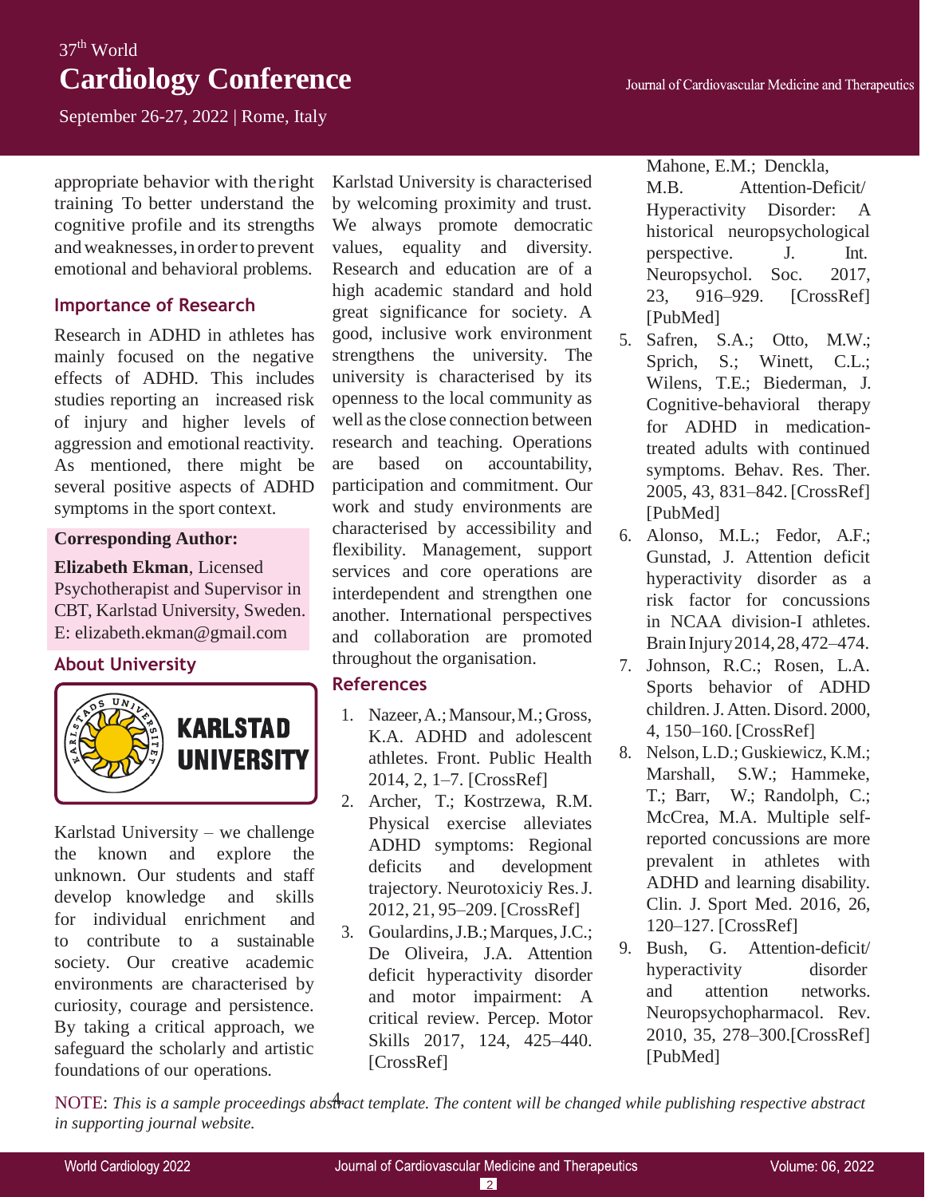appropriate behavior with the right training To better understand the cognitive profile and its strengths and weaknesses, in order to prevent emotional and behavioral problems.

## Importance of Research

Research in ADHD in athletes has mainly focused on the negative effects of ADHD. This includes studies reporting an increased risk of injury and higher levels of aggression and emotional reactivity. As mentioned, there might be several positive aspects of ADHD symptoms in the sport context.

**Corresponding Author:**

**Elizabeth Ekman**, Licensed Psychotherapist and Supervisor in CBT, Karlstad University, Sweden.
E: elizabeth.ekman@gmail.com

## About University

KARLSTAD UNIVERSITY

Karlstad University – we challenge the known and explore the unknown. Our students and staff develop knowledge and skills for individual enrichment and to contribute to a sustainable society. Our creative academic environments are characterised by curiosity, courage and persistence. By taking a critical approach, we safeguard the scholarly and artistic foundations of our operations. Karlstad University is characterised by welcoming proximity and trust. We always promote democratic values, equality and diversity. Research and education are of a high academic standard and hold great significance for society. A good, inclusive work environment strengthens the university. The university is characterised by its openness to the local community as well as the close connection between research and teaching. Operations are based on accountability, participation and commitment. Our work and study environments are characterised by accessibility and flexibility. Management, support services and core operations are interdependent and strengthen one another. International perspectives and collaboration are promoted throughout the organisation.

## References

1. Nazeer, A.; Mansour, M.; Gross, K.A. ADHD and adolescent athletes. Front. Public Health 2014, 2, 1–7. [CrossRef]
2. Archer, T.; Kostrzewa, R.M. Physical exercise alleviates ADHD symptoms: Regional deficits and development trajectory. Neurotoxiciy Res. J. 2012, 21, 95–209. [CrossRef]
3. Goulardins, J.B.; Marques, J.C.; De Oliveira, J.A. Attention deficit hyperactivity disorder and motor impairment: A critical review. Percep. Motor Skills 2017, 124, 425–440. [CrossRef]
4. Mahone, E.M.; Denckla, M.B. Attention-Deficit/ Hyperactivity Disorder: A historical neuropsychological perspective. J. Int. Neuropsychol. Soc. 2017, 23, 916–929. [CrossRef] [PubMed]
5. Safren, S.A.; Otto, M.W.; Sprich, S.; Winett, C.L.; Wilens, T.E.; Biederman, J. Cognitive-behavioral therapy for ADHD in medication-treated adults with continued symptoms. Behav. Res. Ther. 2005, 43, 831–842. [CrossRef] [PubMed]
6. Alonso, M.L.; Fedor, A.F.; Gunstad, J. Attention deficit hyperactivity disorder as a risk factor for concussions in NCAA division-I athletes. Brain Injury 2014, 28, 472–474.
7. Johnson, R.C.; Rosen, L.A. Sports behavior of ADHD children. J. Atten. Disord. 2000, 4, 150–160. [CrossRef]
8. Nelson, L.D.; Guskiewicz, K.M.; Marshall, S.W.; Hammeke, T.; Barr, W.; Randolph, C.; McCrea, M.A. Multiple self-reported concussions are more prevalent in athletes with ADHD and learning disability. Clin. J. Sport Med. 2016, 26, 120–127. [CrossRef]
9. Bush, G. Attention-deficit/ hyperactivity disorder and attention networks. Neuropsychopharmacol. Rev. 2010, 35, 278–300. [CrossRef] [PubMed]

NOTE: *This is a sample proceedings abstract template. The content will be changed while publishing respective abstract in supporting journal website.*